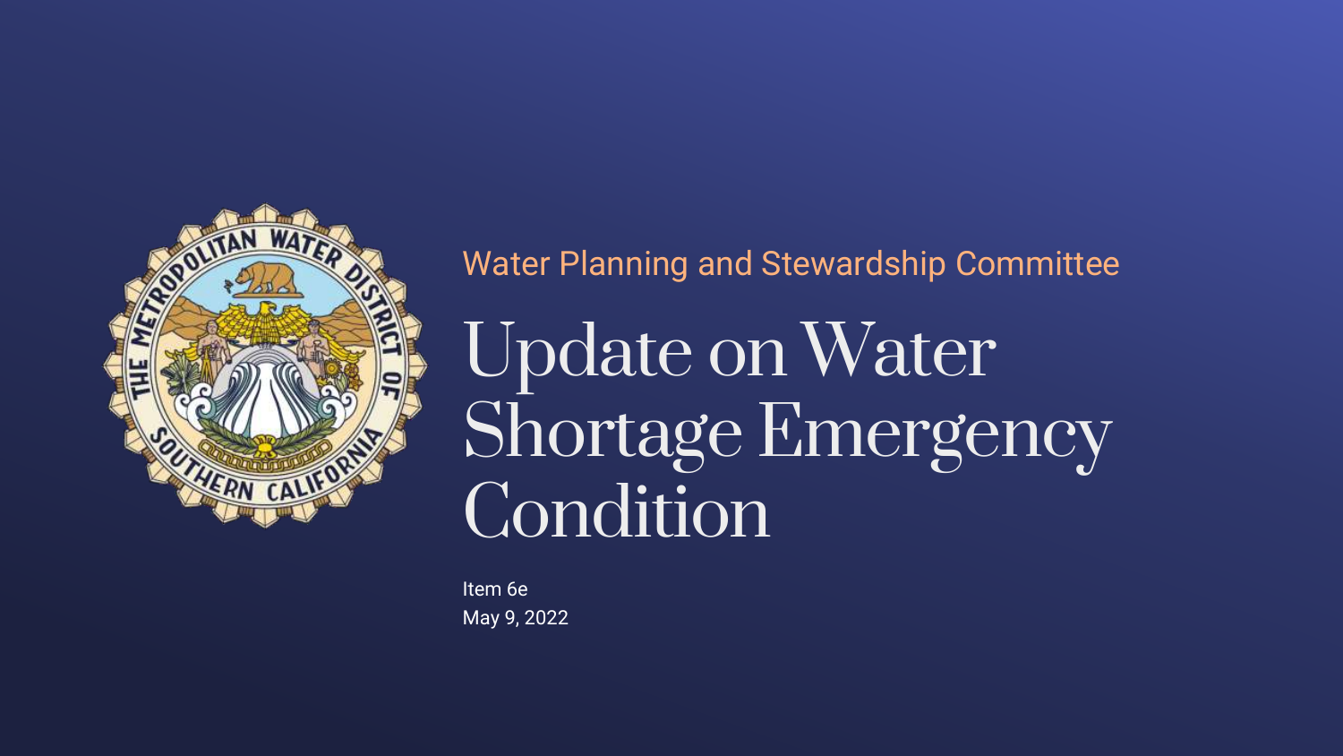Water Planning and Stewardship Committee

# Update on Water Shortage Emergency Condition

Item 6e
May 9, 2022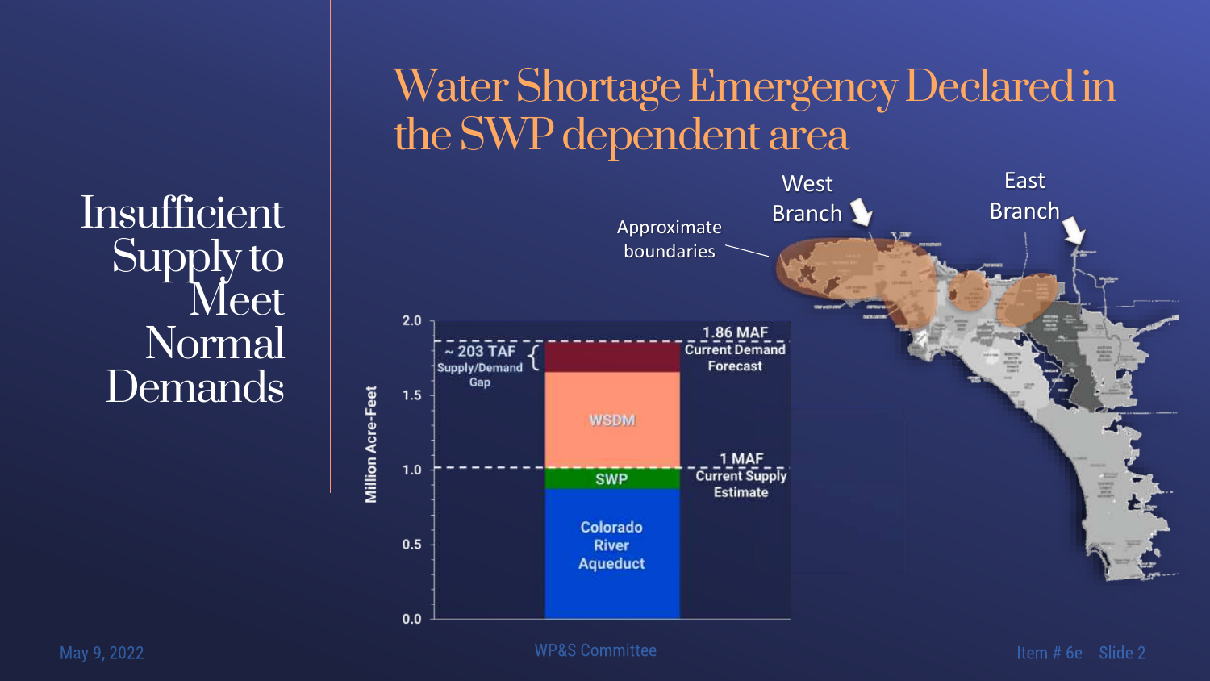# Water Shortage Emergency Declared in the SWP dependent area

## Insufficient Supply to Meet Normal Demands

Million Acre-Feet

2.0
1.5
1.0
0.5
0.0

~ 203 TAF Supply/Demand Gap

1.86 MAF Current Demand Forecast

WSDM

1 MAF Current Supply Estimate

SWP

Colorado River Aqueduct

Approximate boundaries

West Branch

East Branch

May 9, 2022

WP&S Committee

Item # 6e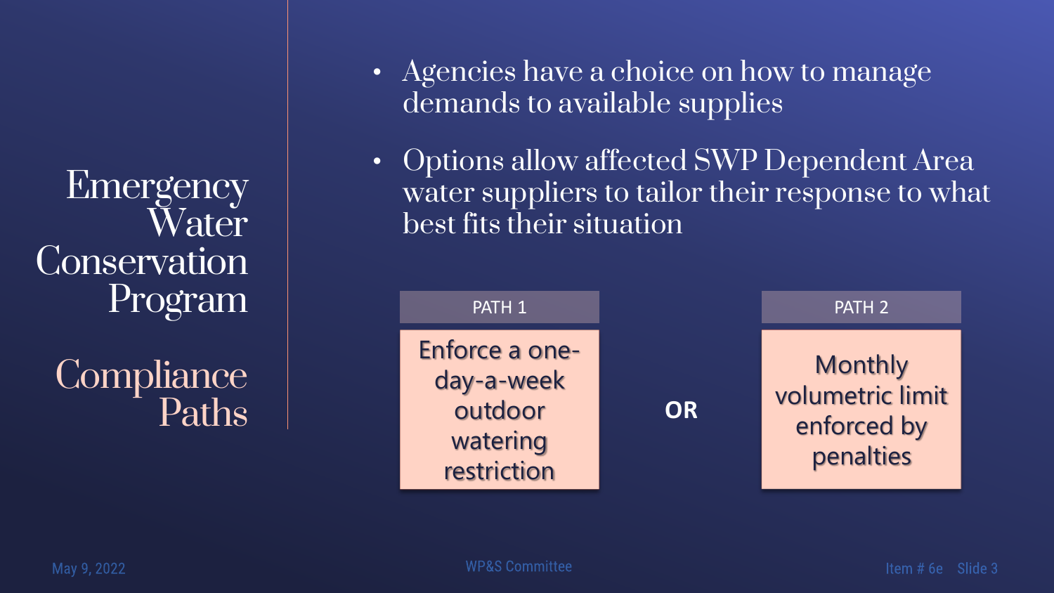# Emergency Water Conservation Program

## Compliance Paths

- Agencies have a choice on how to manage demands to available supplies
- Options allow affected SWP Dependent Area water suppliers to tailor their response to what best fits their situation

| PATH 1 | | PATH 2 |
|---|---|---|
| Enforce a one-day-a-week outdoor watering restriction | **OR** | Monthly volumetric limit enforced by penalties |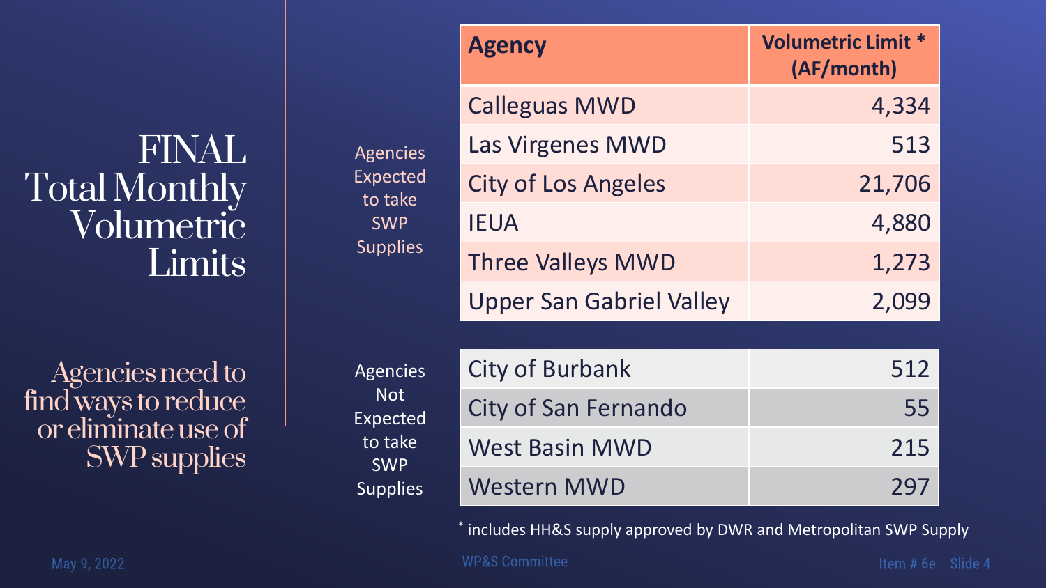# FINAL Total Monthly Volumetric Limits

Agencies need to find ways to reduce or eliminate use of SWP supplies

| | Agency | Volumetric Limit * (AF/month) |
|---|---|---|
| Agencies Expected to take SWP Supplies | Calleguas MWD | 4,334 |
| | Las Virgenes MWD | 513 |
| | City of Los Angeles | 21,706 |
| | IEUA | 4,880 |
| | Three Valleys MWD | 1,273 |
| | Upper San Gabriel Valley | 2,099 |
| Agencies Not Expected to take SWP Supplies | City of Burbank | 512 |
| | City of San Fernando | 55 |
| | West Basin MWD | 215 |
| | Western MWD | 297 |

* includes HH&S supply approved by DWR and Metropolitan SWP Supply

May 9, 2022 WP&S Committee Item # 6e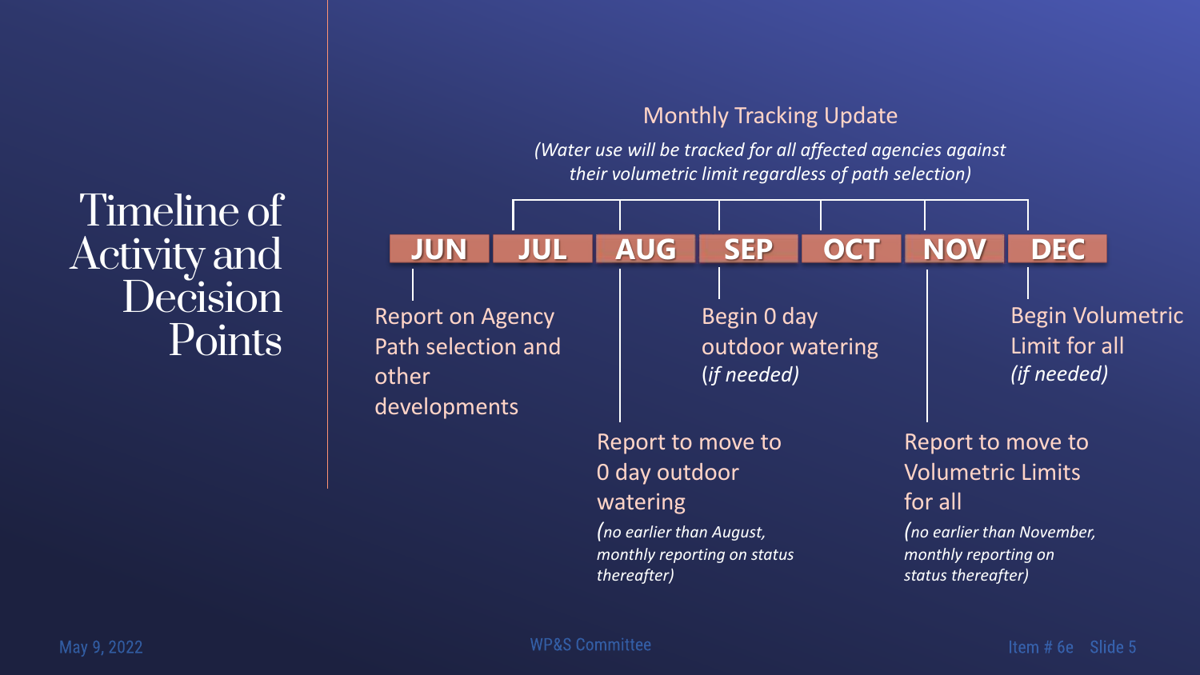# Timeline of Activity and Decision Points

**Monthly Tracking Update**

*(Water use will be tracked for all affected agencies against their volumetric limit regardless of path selection)*

| JUN | JUL | AUG | SEP | OCT | NOV | DEC |
|---|---|---|---|---|---|---|

- **JUN:** Report on Agency Path selection and other developments
- **AUG:** Report to move to 0 day outdoor watering *(no earlier than August, monthly reporting on status thereafter)*
- **SEP:** Begin 0 day outdoor watering *(if needed)*
- **NOV:** Report to move to Volumetric Limits for all *(no earlier than November, monthly reporting on status thereafter)*
- **DEC:** Begin Volumetric Limit for all *(if needed)*

May 9, 2022

WP&S Committee

Item # 6e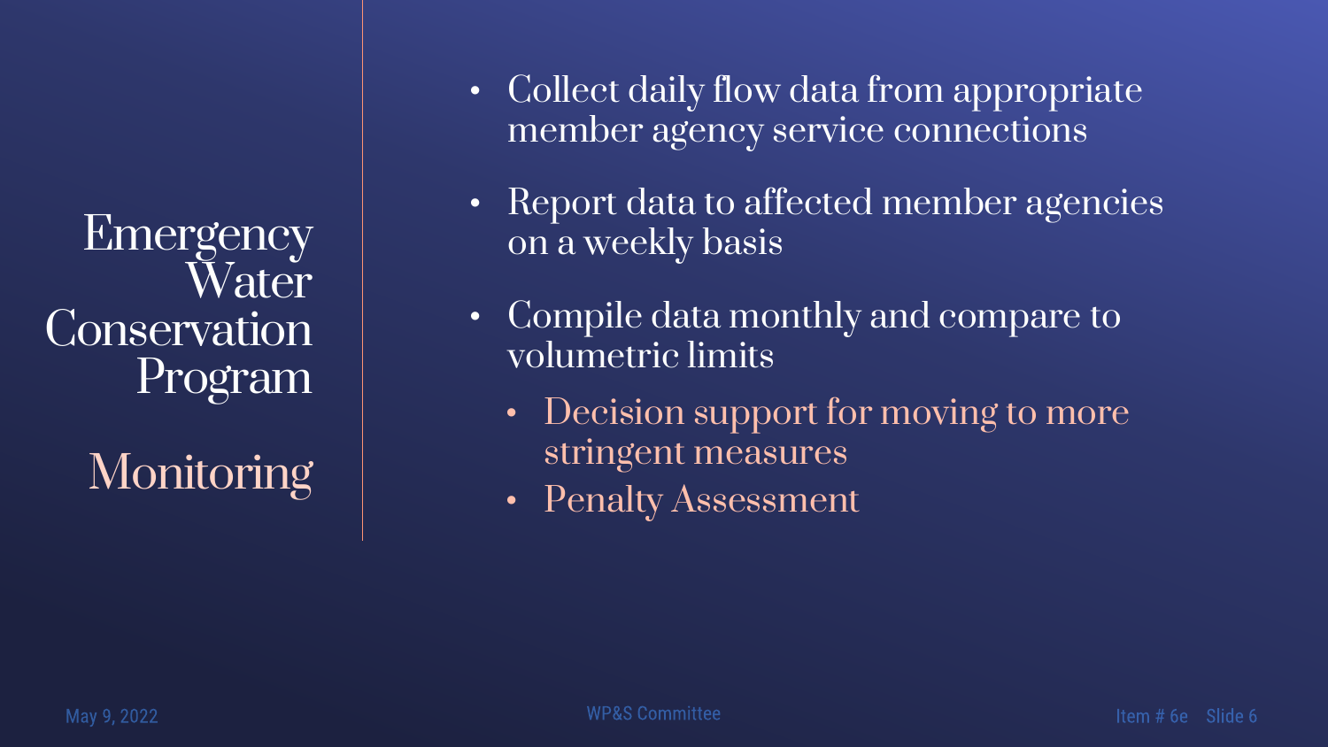# Emergency Water Conservation Program

## Monitoring

- Collect daily flow data from appropriate member agency service connections
- Report data to affected member agencies on a weekly basis
- Compile data monthly and compare to volumetric limits
  - Decision support for moving to more stringent measures
  - Penalty Assessment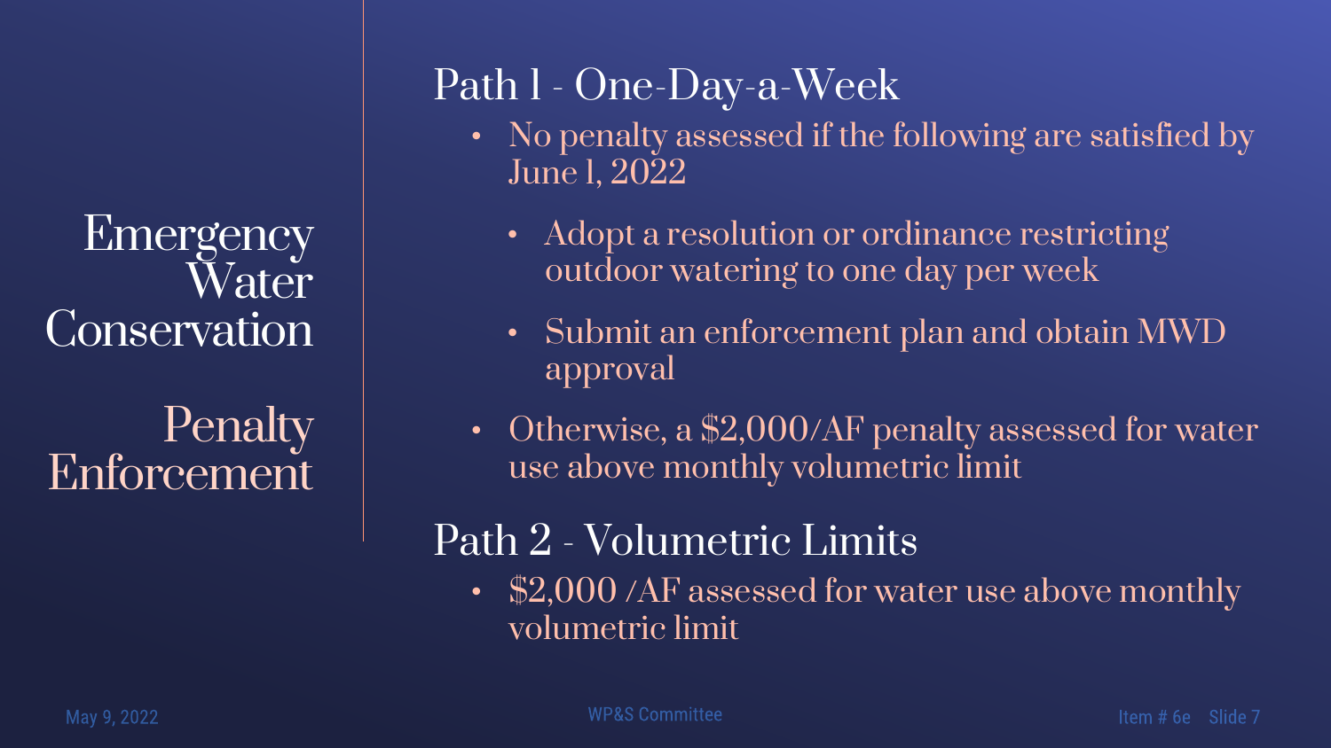# Emergency Water Conservation

## Penalty Enforcement

### Path 1 - One-Day-a-Week

- No penalty assessed if the following are satisfied by June 1, 2022
  - Adopt a resolution or ordinance restricting outdoor watering to one day per week
  - Submit an enforcement plan and obtain MWD approval
- Otherwise, a $2,000/AF penalty assessed for water use above monthly volumetric limit

### Path 2 - Volumetric Limits

- $2,000 /AF assessed for water use above monthly volumetric limit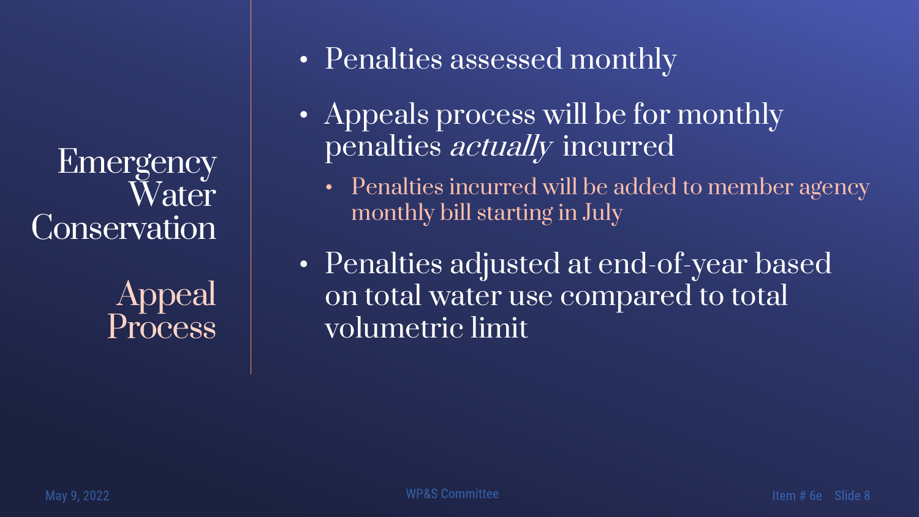# Emergency Water Conservation

## Appeal Process

- Penalties assessed monthly
- Appeals process will be for monthly penalties *actually* incurred
  - Penalties incurred will be added to member agency monthly bill starting in July
- Penalties adjusted at end-of-year based on total water use compared to total volumetric limit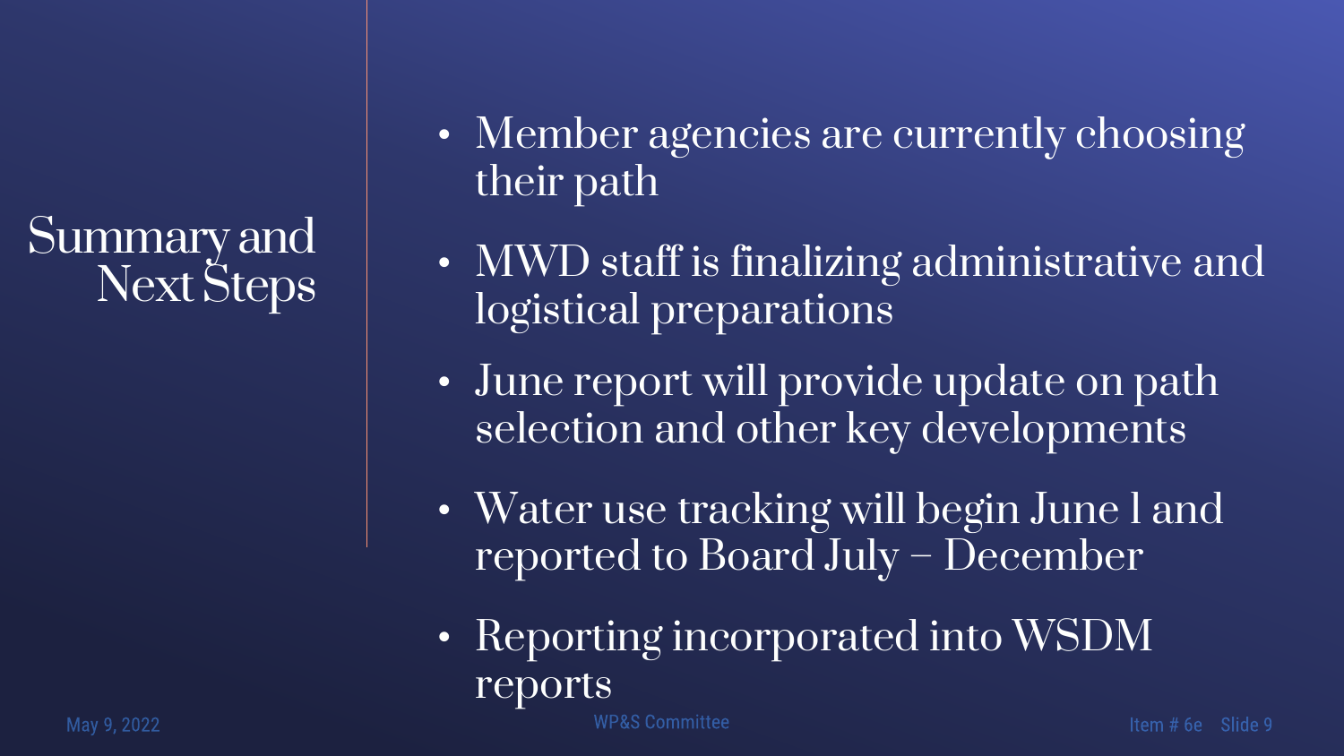# Summary and Next Steps

- Member agencies are currently choosing their path
- MWD staff is finalizing administrative and logistical preparations
- June report will provide update on path selection and other key developments
- Water use tracking will begin June 1 and reported to Board July – December
- Reporting incorporated into WSDM reports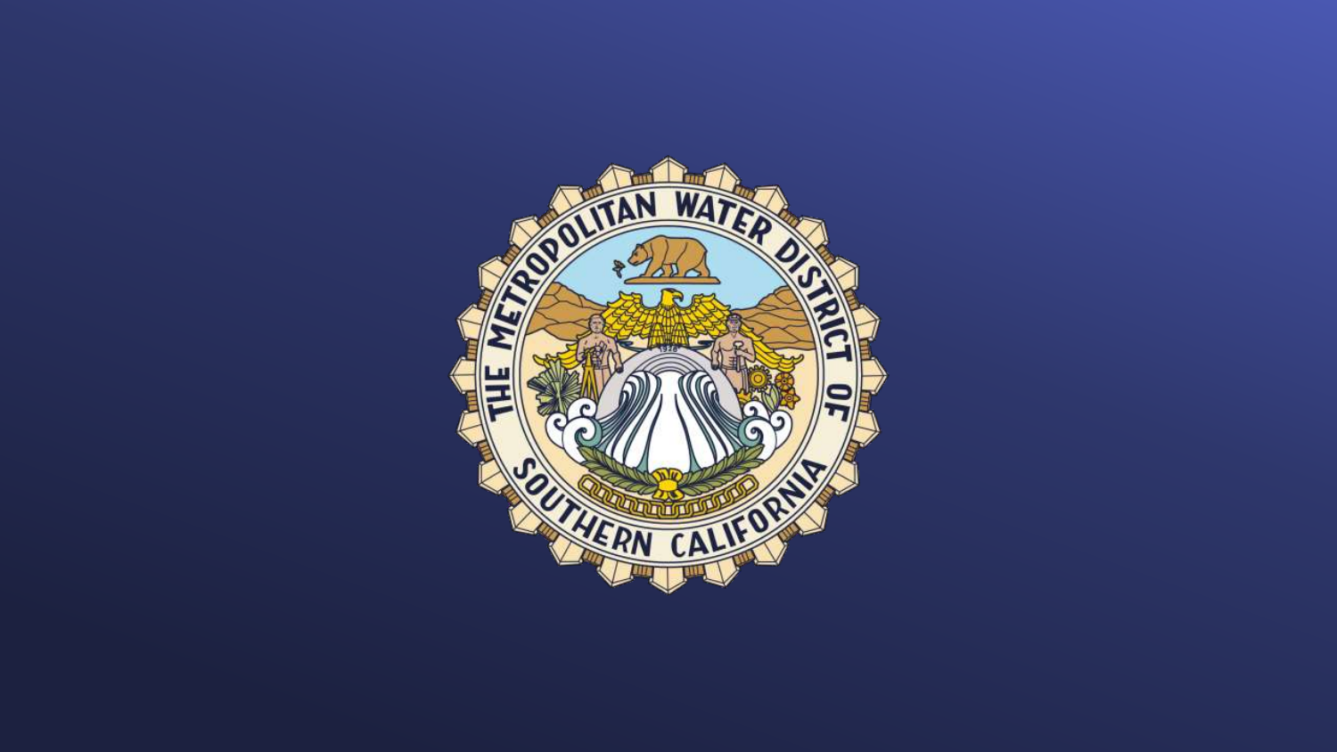THE METROPOLITAN WATER DISTRICT OF SOUTHERN CALIFORNIA